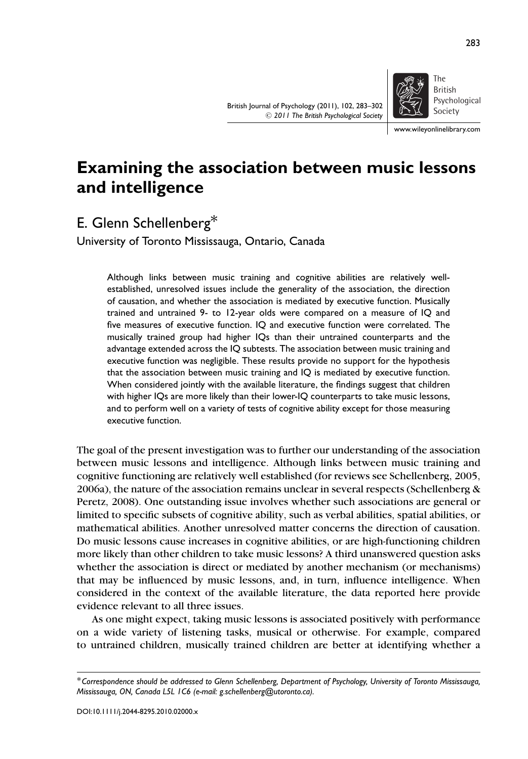# Examining the association between music lessons and intelligence

E. Glenn Schellenberg*

University of Toronto Mississauga, Ontario, Canada

Although links between music training and cognitive abilities are relatively well-established, unresolved issues include the generality of the association, the direction of causation, and whether the association is mediated by executive function. Musically trained and untrained 9- to 12-year olds were compared on a measure of IQ and five measures of executive function. IQ and executive function were correlated. The musically trained group had higher IQs than their untrained counterparts and the advantage extended across the IQ subtests. The association between music training and executive function was negligible. These results provide no support for the hypothesis that the association between music training and IQ is mediated by executive function. When considered jointly with the available literature, the findings suggest that children with higher IQs are more likely than their lower-IQ counterparts to take music lessons, and to perform well on a variety of tests of cognitive ability except for those measuring executive function.

The goal of the present investigation was to further our understanding of the association between music lessons and intelligence. Although links between music training and cognitive functioning are relatively well established (for reviews see Schellenberg, 2005, 2006a), the nature of the association remains unclear in several respects (Schellenberg & Peretz, 2008). One outstanding issue involves whether such associations are general or limited to specific subsets of cognitive ability, such as verbal abilities, spatial abilities, or mathematical abilities. Another unresolved matter concerns the direction of causation. Do music lessons cause increases in cognitive abilities, or are high-functioning children more likely than other children to take music lessons? A third unanswered question asks whether the association is direct or mediated by another mechanism (or mechanisms) that may be influenced by music lessons, and, in turn, influence intelligence. When considered in the context of the available literature, the data reported here provide evidence relevant to all three issues.

As one might expect, taking music lessons is associated positively with performance on a wide variety of listening tasks, musical or otherwise. For example, compared to untrained children, musically trained children are better at identifying whether a

*Correspondence should be addressed to Glenn Schellenberg, Department of Psychology, University of Toronto Mississauga, Mississauga, ON, Canada L5L 1C6 (e-mail: g.schellenberg@utoronto.ca).*

DOI:10.1111/j.2044-8295.2010.02000.x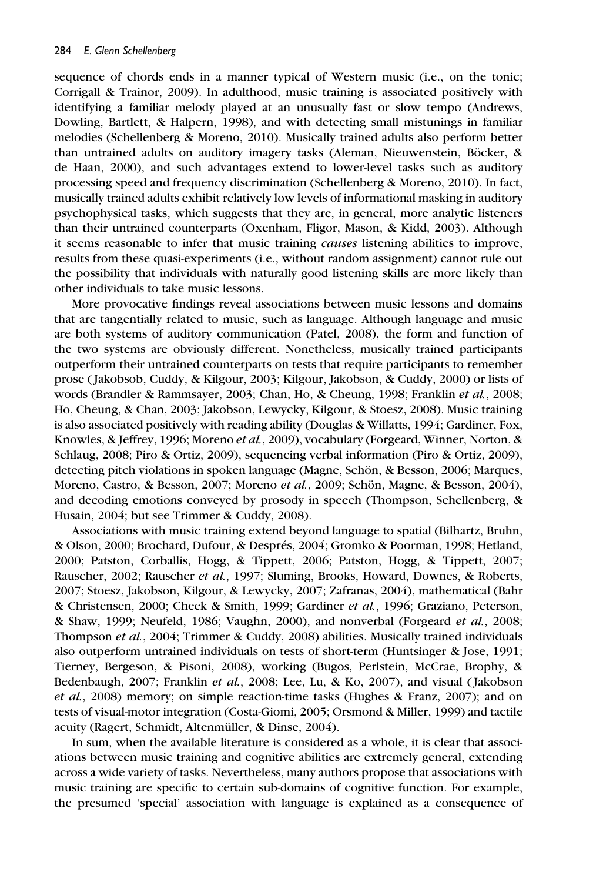sequence of chords ends in a manner typical of Western music (i.e., on the tonic; Corrigall & Trainor, 2009). In adulthood, music training is associated positively with identifying a familiar melody played at an unusually fast or slow tempo (Andrews, Dowling, Bartlett, & Halpern, 1998), and with detecting small mistunings in familiar melodies (Schellenberg & Moreno, 2010). Musically trained adults also perform better than untrained adults on auditory imagery tasks (Aleman, Nieuwenstein, Böcker, & de Haan, 2000), and such advantages extend to lower-level tasks such as auditory processing speed and frequency discrimination (Schellenberg & Moreno, 2010). In fact, musically trained adults exhibit relatively low levels of informational masking in auditory psychophysical tasks, which suggests that they are, in general, more analytic listeners than their untrained counterparts (Oxenham, Fligor, Mason, & Kidd, 2003). Although it seems reasonable to infer that music training *causes* listening abilities to improve, results from these quasi-experiments (i.e., without random assignment) cannot rule out the possibility that individuals with naturally good listening skills are more likely than other individuals to take music lessons.

More provocative findings reveal associations between music lessons and domains that are tangentially related to music, such as language. Although language and music are both systems of auditory communication (Patel, 2008), the form and function of the two systems are obviously different. Nonetheless, musically trained participants outperform their untrained counterparts on tests that require participants to remember prose (Jakobsob, Cuddy, & Kilgour, 2003; Kilgour, Jakobson, & Cuddy, 2000) or lists of words (Brandler & Rammsayer, 2003; Chan, Ho, & Cheung, 1998; Franklin *et al.*, 2008; Ho, Cheung, & Chan, 2003; Jakobson, Lewycky, Kilgour, & Stoesz, 2008). Music training is also associated positively with reading ability (Douglas & Willatts, 1994; Gardiner, Fox, Knowles, & Jeffrey, 1996; Moreno *et al.*, 2009), vocabulary (Forgeard, Winner, Norton, & Schlaug, 2008; Piro & Ortiz, 2009), sequencing verbal information (Piro & Ortiz, 2009), detecting pitch violations in spoken language (Magne, Schön, & Besson, 2006; Marques, Moreno, Castro, & Besson, 2007; Moreno *et al.*, 2009; Schön, Magne, & Besson, 2004), and decoding emotions conveyed by prosody in speech (Thompson, Schellenberg, & Husain, 2004; but see Trimmer & Cuddy, 2008).

Associations with music training extend beyond language to spatial (Bilhartz, Bruhn, & Olson, 2000; Brochard, Dufour, & Després, 2004; Gromko & Poorman, 1998; Hetland, 2000; Patston, Corballis, Hogg, & Tippett, 2006; Patston, Hogg, & Tippett, 2007; Rauscher, 2002; Rauscher *et al.*, 1997; Sluming, Brooks, Howard, Downes, & Roberts, 2007; Stoesz, Jakobson, Kilgour, & Lewycky, 2007; Zafranas, 2004), mathematical (Bahr & Christensen, 2000; Cheek & Smith, 1999; Gardiner *et al.*, 1996; Graziano, Peterson, & Shaw, 1999; Neufeld, 1986; Vaughn, 2000), and nonverbal (Forgeard *et al.*, 2008; Thompson *et al.*, 2004; Trimmer & Cuddy, 2008) abilities. Musically trained individuals also outperform untrained individuals on tests of short-term (Huntsinger & Jose, 1991; Tierney, Bergeson, & Pisoni, 2008), working (Bugos, Perlstein, McCrae, Brophy, & Bedenbaugh, 2007; Franklin *et al.*, 2008; Lee, Lu, & Ko, 2007), and visual (Jakobson *et al.*, 2008) memory; on simple reaction-time tasks (Hughes & Franz, 2007); and on tests of visual-motor integration (Costa-Giomi, 2005; Orsmond & Miller, 1999) and tactile acuity (Ragert, Schmidt, Altenmüller, & Dinse, 2004).

In sum, when the available literature is considered as a whole, it is clear that associations between music training and cognitive abilities are extremely general, extending across a wide variety of tasks. Nevertheless, many authors propose that associations with music training are specific to certain sub-domains of cognitive function. For example, the presumed 'special' association with language is explained as a consequence of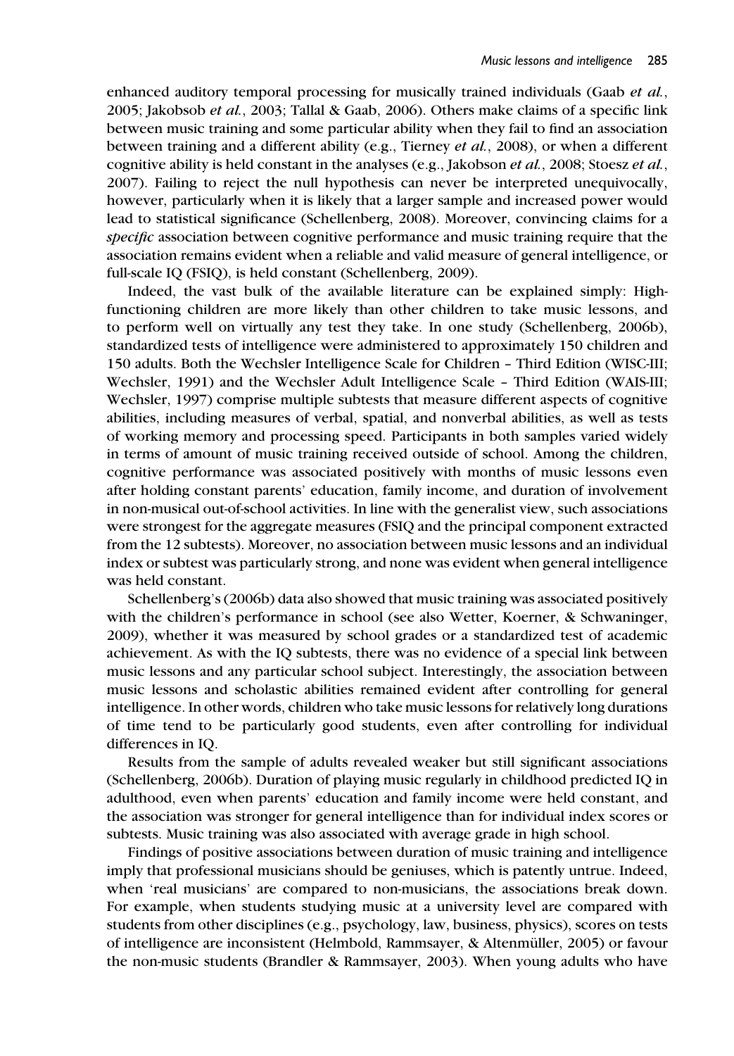enhanced auditory temporal processing for musically trained individuals (Gaab *et al.*, 2005; Jakobsob *et al.*, 2003; Tallal & Gaab, 2006). Others make claims of a specific link between music training and some particular ability when they fail to find an association between training and a different ability (e.g., Tierney *et al.*, 2008), or when a different cognitive ability is held constant in the analyses (e.g., Jakobson *et al.*, 2008; Stoesz *et al.*, 2007). Failing to reject the null hypothesis can never be interpreted unequivocally, however, particularly when it is likely that a larger sample and increased power would lead to statistical significance (Schellenberg, 2008). Moreover, convincing claims for a *specific* association between cognitive performance and music training require that the association remains evident when a reliable and valid measure of general intelligence, or full-scale IQ (FSIQ), is held constant (Schellenberg, 2009).

Indeed, the vast bulk of the available literature can be explained simply: High-functioning children are more likely than other children to take music lessons, and to perform well on virtually any test they take. In one study (Schellenberg, 2006b), standardized tests of intelligence were administered to approximately 150 children and 150 adults. Both the Wechsler Intelligence Scale for Children – Third Edition (WISC-III; Wechsler, 1991) and the Wechsler Adult Intelligence Scale – Third Edition (WAIS-III; Wechsler, 1997) comprise multiple subtests that measure different aspects of cognitive abilities, including measures of verbal, spatial, and nonverbal abilities, as well as tests of working memory and processing speed. Participants in both samples varied widely in terms of amount of music training received outside of school. Among the children, cognitive performance was associated positively with months of music lessons even after holding constant parents' education, family income, and duration of involvement in non-musical out-of-school activities. In line with the generalist view, such associations were strongest for the aggregate measures (FSIQ and the principal component extracted from the 12 subtests). Moreover, no association between music lessons and an individual index or subtest was particularly strong, and none was evident when general intelligence was held constant.

Schellenberg's (2006b) data also showed that music training was associated positively with the children's performance in school (see also Wetter, Koerner, & Schwaninger, 2009), whether it was measured by school grades or a standardized test of academic achievement. As with the IQ subtests, there was no evidence of a special link between music lessons and any particular school subject. Interestingly, the association between music lessons and scholastic abilities remained evident after controlling for general intelligence. In other words, children who take music lessons for relatively long durations of time tend to be particularly good students, even after controlling for individual differences in IQ.

Results from the sample of adults revealed weaker but still significant associations (Schellenberg, 2006b). Duration of playing music regularly in childhood predicted IQ in adulthood, even when parents' education and family income were held constant, and the association was stronger for general intelligence than for individual index scores or subtests. Music training was also associated with average grade in high school.

Findings of positive associations between duration of music training and intelligence imply that professional musicians should be geniuses, which is patently untrue. Indeed, when 'real musicians' are compared to non-musicians, the associations break down. For example, when students studying music at a university level are compared with students from other disciplines (e.g., psychology, law, business, physics), scores on tests of intelligence are inconsistent (Helmbold, Rammsayer, & Altenmüller, 2005) or favour the non-music students (Brandler & Rammsayer, 2003). When young adults who have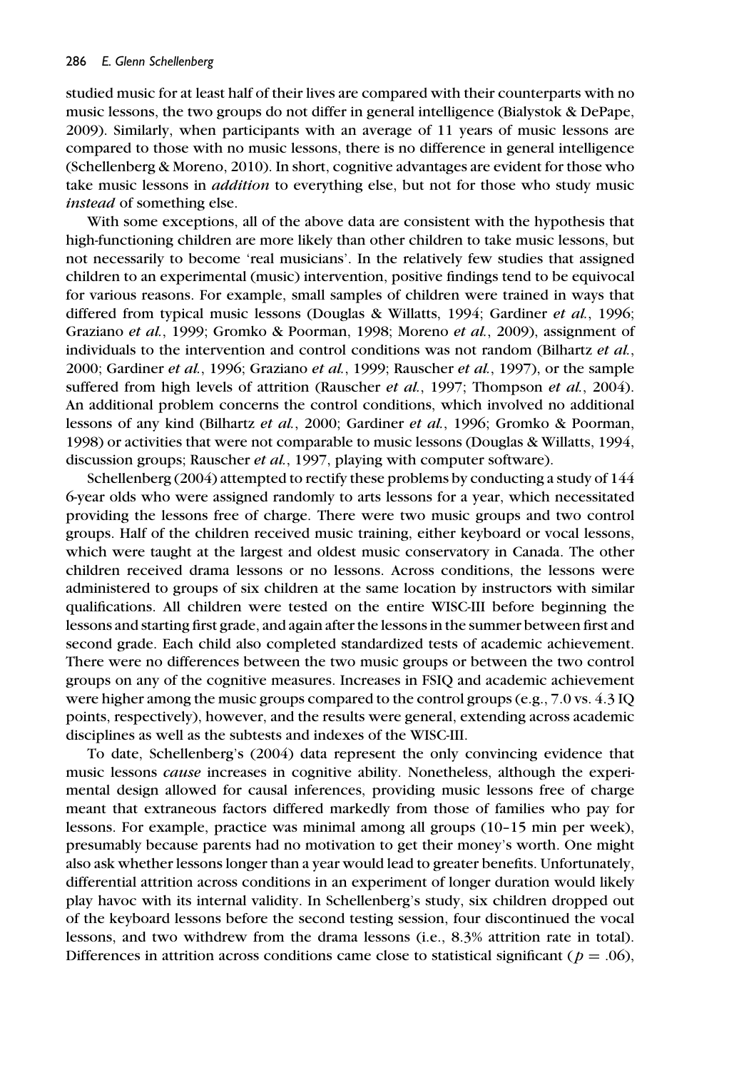studied music for at least half of their lives are compared with their counterparts with no music lessons, the two groups do not differ in general intelligence (Bialystok & DePape, 2009). Similarly, when participants with an average of 11 years of music lessons are compared to those with no music lessons, there is no difference in general intelligence (Schellenberg & Moreno, 2010). In short, cognitive advantages are evident for those who take music lessons in *addition* to everything else, but not for those who study music *instead* of something else.

With some exceptions, all of the above data are consistent with the hypothesis that high-functioning children are more likely than other children to take music lessons, but not necessarily to become 'real musicians'. In the relatively few studies that assigned children to an experimental (music) intervention, positive findings tend to be equivocal for various reasons. For example, small samples of children were trained in ways that differed from typical music lessons (Douglas & Willatts, 1994; Gardiner *et al.*, 1996; Graziano *et al.*, 1999; Gromko & Poorman, 1998; Moreno *et al.*, 2009), assignment of individuals to the intervention and control conditions was not random (Bilhartz *et al.*, 2000; Gardiner *et al.*, 1996; Graziano *et al.*, 1999; Rauscher *et al.*, 1997), or the sample suffered from high levels of attrition (Rauscher *et al.*, 1997; Thompson *et al.*, 2004). An additional problem concerns the control conditions, which involved no additional lessons of any kind (Bilhartz *et al.*, 2000; Gardiner *et al.*, 1996; Gromko & Poorman, 1998) or activities that were not comparable to music lessons (Douglas & Willatts, 1994, discussion groups; Rauscher *et al.*, 1997, playing with computer software).

Schellenberg (2004) attempted to rectify these problems by conducting a study of 144 6-year olds who were assigned randomly to arts lessons for a year, which necessitated providing the lessons free of charge. There were two music groups and two control groups. Half of the children received music training, either keyboard or vocal lessons, which were taught at the largest and oldest music conservatory in Canada. The other children received drama lessons or no lessons. Across conditions, the lessons were administered to groups of six children at the same location by instructors with similar qualifications. All children were tested on the entire WISC-III before beginning the lessons and starting first grade, and again after the lessons in the summer between first and second grade. Each child also completed standardized tests of academic achievement. There were no differences between the two music groups or between the two control groups on any of the cognitive measures. Increases in FSIQ and academic achievement were higher among the music groups compared to the control groups (e.g., 7.0 vs. 4.3 IQ points, respectively), however, and the results were general, extending across academic disciplines as well as the subtests and indexes of the WISC-III.

To date, Schellenberg's (2004) data represent the only convincing evidence that music lessons *cause* increases in cognitive ability. Nonetheless, although the experimental design allowed for causal inferences, providing music lessons free of charge meant that extraneous factors differed markedly from those of families who pay for lessons. For example, practice was minimal among all groups (10–15 min per week), presumably because parents had no motivation to get their money's worth. One might also ask whether lessons longer than a year would lead to greater benefits. Unfortunately, differential attrition across conditions in an experiment of longer duration would likely play havoc with its internal validity. In Schellenberg's study, six children dropped out of the keyboard lessons before the second testing session, four discontinued the vocal lessons, and two withdrew from the drama lessons (i.e., 8.3% attrition rate in total). Differences in attrition across conditions came close to statistical significant ($p = .06$),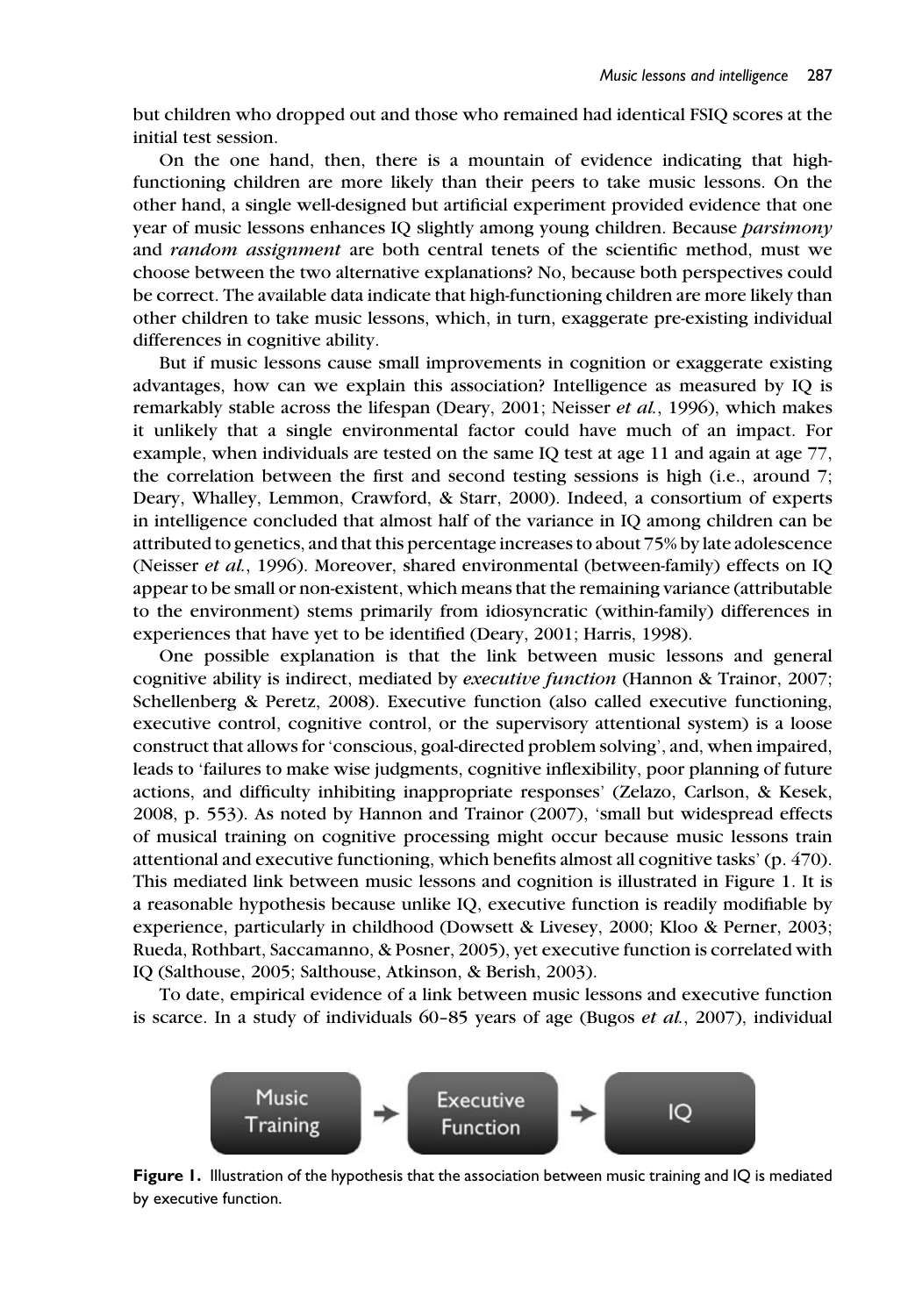but children who dropped out and those who remained had identical FSIQ scores at the initial test session.

On the one hand, then, there is a mountain of evidence indicating that high-functioning children are more likely than their peers to take music lessons. On the other hand, a single well-designed but artificial experiment provided evidence that one year of music lessons enhances IQ slightly among young children. Because *parsimony* and *random assignment* are both central tenets of the scientific method, must we choose between the two alternative explanations? No, because both perspectives could be correct. The available data indicate that high-functioning children are more likely than other children to take music lessons, which, in turn, exaggerate pre-existing individual differences in cognitive ability.

But if music lessons cause small improvements in cognition or exaggerate existing advantages, how can we explain this association? Intelligence as measured by IQ is remarkably stable across the lifespan (Deary, 2001; Neisser *et al.*, 1996), which makes it unlikely that a single environmental factor could have much of an impact. For example, when individuals are tested on the same IQ test at age 11 and again at age 77, the correlation between the first and second testing sessions is high (i.e., around .7; Deary, Whalley, Lemmon, Crawford, & Starr, 2000). Indeed, a consortium of experts in intelligence concluded that almost half of the variance in IQ among children can be attributed to genetics, and that this percentage increases to about 75% by late adolescence (Neisser *et al.*, 1996). Moreover, shared environmental (between-family) effects on IQ appear to be small or non-existent, which means that the remaining variance (attributable to the environment) stems primarily from idiosyncratic (within-family) differences in experiences that have yet to be identified (Deary, 2001; Harris, 1998).

One possible explanation is that the link between music lessons and general cognitive ability is indirect, mediated by *executive function* (Hannon & Trainor, 2007; Schellenberg & Peretz, 2008). Executive function (also called executive functioning, executive control, cognitive control, or the supervisory attentional system) is a loose construct that allows for 'conscious, goal-directed problem solving', and, when impaired, leads to 'failures to make wise judgments, cognitive inflexibility, poor planning of future actions, and difficulty inhibiting inappropriate responses' (Zelazo, Carlson, & Kesek, 2008, p. 553). As noted by Hannon and Trainor (2007), 'small but widespread effects of musical training on cognitive processing might occur because music lessons train attentional and executive functioning, which benefits almost all cognitive tasks' (p. 470). This mediated link between music lessons and cognition is illustrated in Figure 1. It is a reasonable hypothesis because unlike IQ, executive function is readily modifiable by experience, particularly in childhood (Dowsett & Livesey, 2000; Kloo & Perner, 2003; Rueda, Rothbart, Saccamanno, & Posner, 2005), yet executive function is correlated with IQ (Salthouse, 2005; Salthouse, Atkinson, & Berish, 2003).

To date, empirical evidence of a link between music lessons and executive function is scarce. In a study of individuals 60–85 years of age (Bugos *et al.*, 2007), individual

Music Training → Executive Function → IQ

**Figure 1.** Illustration of the hypothesis that the association between music training and IQ is mediated by executive function.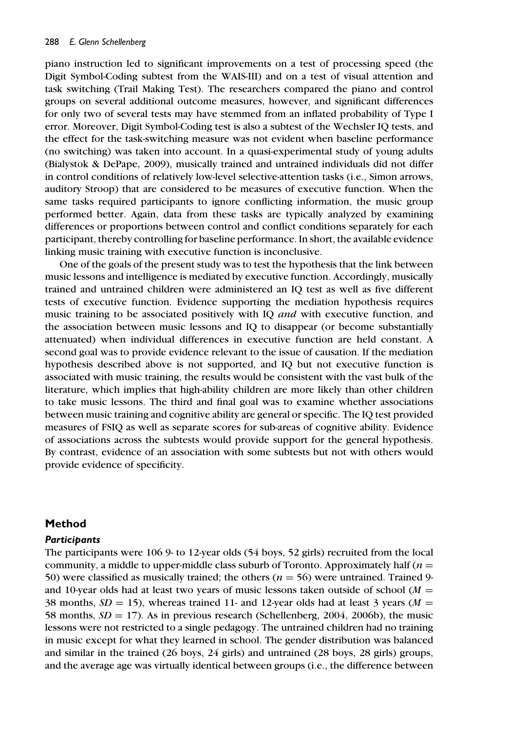piano instruction led to significant improvements on a test of processing speed (the Digit Symbol-Coding subtest from the WAIS-III) and on a test of visual attention and task switching (Trail Making Test). The researchers compared the piano and control groups on several additional outcome measures, however, and significant differences for only two of several tests may have stemmed from an inflated probability of Type I error. Moreover, Digit Symbol-Coding test is also a subtest of the Wechsler IQ tests, and the effect for the task-switching measure was not evident when baseline performance (no switching) was taken into account. In a quasi-experimental study of young adults (Bialystok & DePape, 2009), musically trained and untrained individuals did not differ in control conditions of relatively low-level selective-attention tasks (i.e., Simon arrows, auditory Stroop) that are considered to be measures of executive function. When the same tasks required participants to ignore conflicting information, the music group performed better. Again, data from these tasks are typically analyzed by examining differences or proportions between control and conflict conditions separately for each participant, thereby controlling for baseline performance. In short, the available evidence linking music training with executive function is inconclusive.

One of the goals of the present study was to test the hypothesis that the link between music lessons and intelligence is mediated by executive function. Accordingly, musically trained and untrained children were administered an IQ test as well as five different tests of executive function. Evidence supporting the mediation hypothesis requires music training to be associated positively with IQ *and* with executive function, and the association between music lessons and IQ to disappear (or become substantially attenuated) when individual differences in executive function are held constant. A second goal was to provide evidence relevant to the issue of causation. If the mediation hypothesis described above is not supported, and IQ but not executive function is associated with music training, the results would be consistent with the vast bulk of the literature, which implies that high-ability children are more likely than other children to take music lessons. The third and final goal was to examine whether associations between music training and cognitive ability are general or specific. The IQ test provided measures of FSIQ as well as separate scores for sub-areas of cognitive ability. Evidence of associations across the subtests would provide support for the general hypothesis. By contrast, evidence of an association with some subtests but not with others would provide evidence of specificity.

## Method

### *Participants*

The participants were 106 9- to 12-year olds (54 boys, 52 girls) recruited from the local community, a middle to upper-middle class suburb of Toronto. Approximately half ($n$ = 50) were classified as musically trained; the others ($n$ = 56) were untrained. Trained 9- and 10-year olds had at least two years of music lessons taken outside of school ($M$ = 38 months, $SD$ = 15), whereas trained 11- and 12-year olds had at least 3 years ($M$ = 58 months, $SD$ = 17). As in previous research (Schellenberg, 2004, 2006b), the music lessons were not restricted to a single pedagogy. The untrained children had no training in music except for what they learned in school. The gender distribution was balanced and similar in the trained (26 boys, 24 girls) and untrained (28 boys, 28 girls) groups, and the average age was virtually identical between groups (i.e., the difference between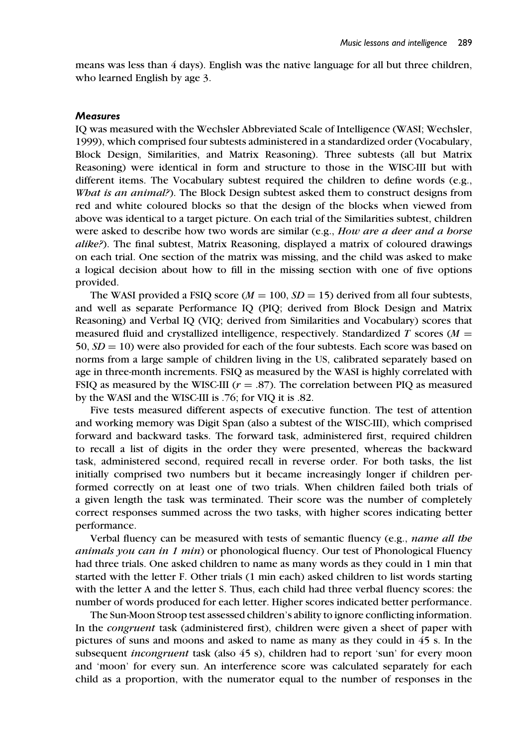means was less than 4 days). English was the native language for all but three children, who learned English by age 3.

### *Measures*

IQ was measured with the Wechsler Abbreviated Scale of Intelligence (WASI; Wechsler, 1999), which comprised four subtests administered in a standardized order (Vocabulary, Block Design, Similarities, and Matrix Reasoning). Three subtests (all but Matrix Reasoning) were identical in form and structure to those in the WISC-III but with different items. The Vocabulary subtest required the children to define words (e.g., *What is an animal?*). The Block Design subtest asked them to construct designs from red and white coloured blocks so that the design of the blocks when viewed from above was identical to a target picture. On each trial of the Similarities subtest, children were asked to describe how two words are similar (e.g., *How are a deer and a horse alike?*). The final subtest, Matrix Reasoning, displayed a matrix of coloured drawings on each trial. One section of the matrix was missing, and the child was asked to make a logical decision about how to fill in the missing section with one of five options provided.

The WASI provided a FSIQ score ($M = 100$, $SD = 15$) derived from all four subtests, and well as separate Performance IQ (PIQ; derived from Block Design and Matrix Reasoning) and Verbal IQ (VIQ; derived from Similarities and Vocabulary) scores that measured fluid and crystallized intelligence, respectively. Standardized $T$ scores ($M = 50$, $SD = 10$) were also provided for each of the four subtests. Each score was based on norms from a large sample of children living in the US, calibrated separately based on age in three-month increments. FSIQ as measured by the WASI is highly correlated with FSIQ as measured by the WISC-III ($r = .87$). The correlation between PIQ as measured by the WASI and the WISC-III is .76; for VIQ it is .82.

Five tests measured different aspects of executive function. The test of attention and working memory was Digit Span (also a subtest of the WISC-III), which comprised forward and backward tasks. The forward task, administered first, required children to recall a list of digits in the order they were presented, whereas the backward task, administered second, required recall in reverse order. For both tasks, the list initially comprised two numbers but it became increasingly longer if children performed correctly on at least one of two trials. When children failed both trials of a given length the task was terminated. Their score was the number of completely correct responses summed across the two tasks, with higher scores indicating better performance.

Verbal fluency can be measured with tests of semantic fluency (e.g., *name all the animals you can in 1 min*) or phonological fluency. Our test of Phonological Fluency had three trials. One asked children to name as many words as they could in 1 min that started with the letter F. Other trials (1 min each) asked children to list words starting with the letter A and the letter S. Thus, each child had three verbal fluency scores: the number of words produced for each letter. Higher scores indicated better performance.

The Sun-Moon Stroop test assessed children's ability to ignore conflicting information. In the *congruent* task (administered first), children were given a sheet of paper with pictures of suns and moons and asked to name as many as they could in 45 s. In the subsequent *incongruent* task (also 45 s), children had to report 'sun' for every moon and 'moon' for every sun. An interference score was calculated separately for each child as a proportion, with the numerator equal to the number of responses in the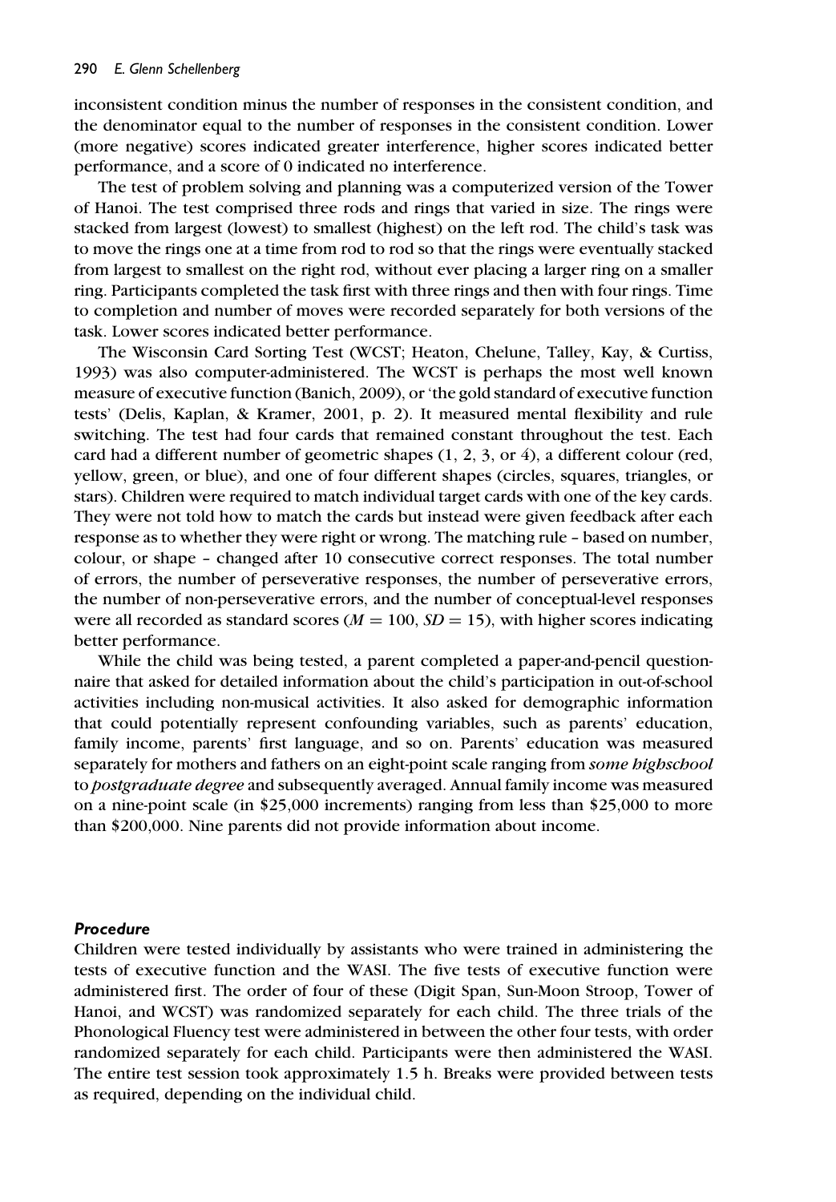inconsistent condition minus the number of responses in the consistent condition, and the denominator equal to the number of responses in the consistent condition. Lower (more negative) scores indicated greater interference, higher scores indicated better performance, and a score of 0 indicated no interference.

The test of problem solving and planning was a computerized version of the Tower of Hanoi. The test comprised three rods and rings that varied in size. The rings were stacked from largest (lowest) to smallest (highest) on the left rod. The child's task was to move the rings one at a time from rod to rod so that the rings were eventually stacked from largest to smallest on the right rod, without ever placing a larger ring on a smaller ring. Participants completed the task first with three rings and then with four rings. Time to completion and number of moves were recorded separately for both versions of the task. Lower scores indicated better performance.

The Wisconsin Card Sorting Test (WCST; Heaton, Chelune, Talley, Kay, & Curtiss, 1993) was also computer-administered. The WCST is perhaps the most well known measure of executive function (Banich, 2009), or 'the gold standard of executive function tests' (Delis, Kaplan, & Kramer, 2001, p. 2). It measured mental flexibility and rule switching. The test had four cards that remained constant throughout the test. Each card had a different number of geometric shapes (1, 2, 3, or 4), a different colour (red, yellow, green, or blue), and one of four different shapes (circles, squares, triangles, or stars). Children were required to match individual target cards with one of the key cards. They were not told how to match the cards but instead were given feedback after each response as to whether they were right or wrong. The matching rule – based on number, colour, or shape – changed after 10 consecutive correct responses. The total number of errors, the number of perseverative responses, the number of perseverative errors, the number of non-perseverative errors, and the number of conceptual-level responses were all recorded as standard scores ($M = 100$, $SD = 15$), with higher scores indicating better performance.

While the child was being tested, a parent completed a paper-and-pencil questionnaire that asked for detailed information about the child's participation in out-of-school activities including non-musical activities. It also asked for demographic information that could potentially represent confounding variables, such as parents' education, family income, parents' first language, and so on. Parents' education was measured separately for mothers and fathers on an eight-point scale ranging from *some highschool* to *postgraduate degree* and subsequently averaged. Annual family income was measured on a nine-point scale (in \$25,000 increments) ranging from less than \$25,000 to more than \$200,000. Nine parents did not provide information about income.

### *Procedure*

Children were tested individually by assistants who were trained in administering the tests of executive function and the WASI. The five tests of executive function were administered first. The order of four of these (Digit Span, Sun-Moon Stroop, Tower of Hanoi, and WCST) was randomized separately for each child. The three trials of the Phonological Fluency test were administered in between the other four tests, with order randomized separately for each child. Participants were then administered the WASI. The entire test session took approximately 1.5 h. Breaks were provided between tests as required, depending on the individual child.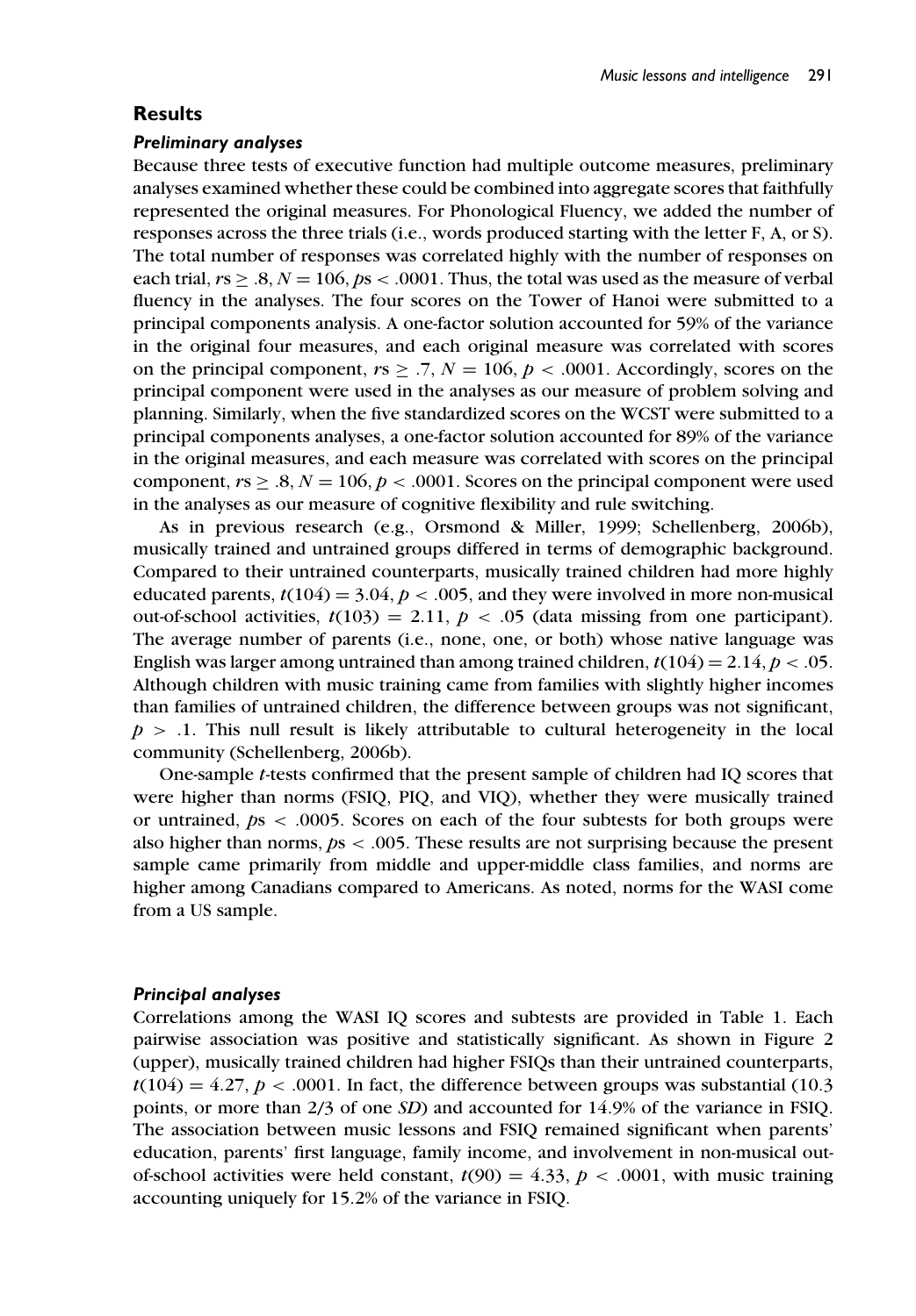## Results

### *Preliminary analyses*

Because three tests of executive function had multiple outcome measures, preliminary analyses examined whether these could be combined into aggregate scores that faithfully represented the original measures. For Phonological Fluency, we added the number of responses across the three trials (i.e., words produced starting with the letter F, A, or S). The total number of responses was correlated highly with the number of responses on each trial, $rs \geq .8$, $N = 106$, $ps < .0001$. Thus, the total was used as the measure of verbal fluency in the analyses. The four scores on the Tower of Hanoi were submitted to a principal components analysis. A one-factor solution accounted for 59% of the variance in the original four measures, and each original measure was correlated with scores on the principal component, $rs \geq .7$, $N = 106$, $p < .0001$. Accordingly, scores on the principal component were used in the analyses as our measure of problem solving and planning. Similarly, when the five standardized scores on the WCST were submitted to a principal components analyses, a one-factor solution accounted for 89% of the variance in the original measures, and each measure was correlated with scores on the principal component, $rs \geq .8$, $N = 106$, $p < .0001$. Scores on the principal component were used in the analyses as our measure of cognitive flexibility and rule switching.

As in previous research (e.g., Orsmond & Miller, 1999; Schellenberg, 2006b), musically trained and untrained groups differed in terms of demographic background. Compared to their untrained counterparts, musically trained children had more highly educated parents, $t(104) = 3.04$, $p < .005$, and they were involved in more non-musical out-of-school activities, $t(103) = 2.11$, $p < .05$ (data missing from one participant). The average number of parents (i.e., none, one, or both) whose native language was English was larger among untrained than among trained children, $t(104) = 2.14$, $p < .05$. Although children with music training came from families with slightly higher incomes than families of untrained children, the difference between groups was not significant, $p > .1$. This null result is likely attributable to cultural heterogeneity in the local community (Schellenberg, 2006b).

One-sample *t*-tests confirmed that the present sample of children had IQ scores that were higher than norms (FSIQ, PIQ, and VIQ), whether they were musically trained or untrained, $ps < .0005$. Scores on each of the four subtests for both groups were also higher than norms, $ps < .005$. These results are not surprising because the present sample came primarily from middle and upper-middle class families, and norms are higher among Canadians compared to Americans. As noted, norms for the WASI come from a US sample.

### *Principal analyses*

Correlations among the WASI IQ scores and subtests are provided in Table 1. Each pairwise association was positive and statistically significant. As shown in Figure 2 (upper), musically trained children had higher FSIQs than their untrained counterparts, $t(104) = 4.27$, $p < .0001$. In fact, the difference between groups was substantial (10.3 points, or more than 2/3 of one *SD*) and accounted for 14.9% of the variance in FSIQ. The association between music lessons and FSIQ remained significant when parents' education, parents' first language, family income, and involvement in non-musical out-of-school activities were held constant, $t(90) = 4.33$, $p < .0001$, with music training accounting uniquely for 15.2% of the variance in FSIQ.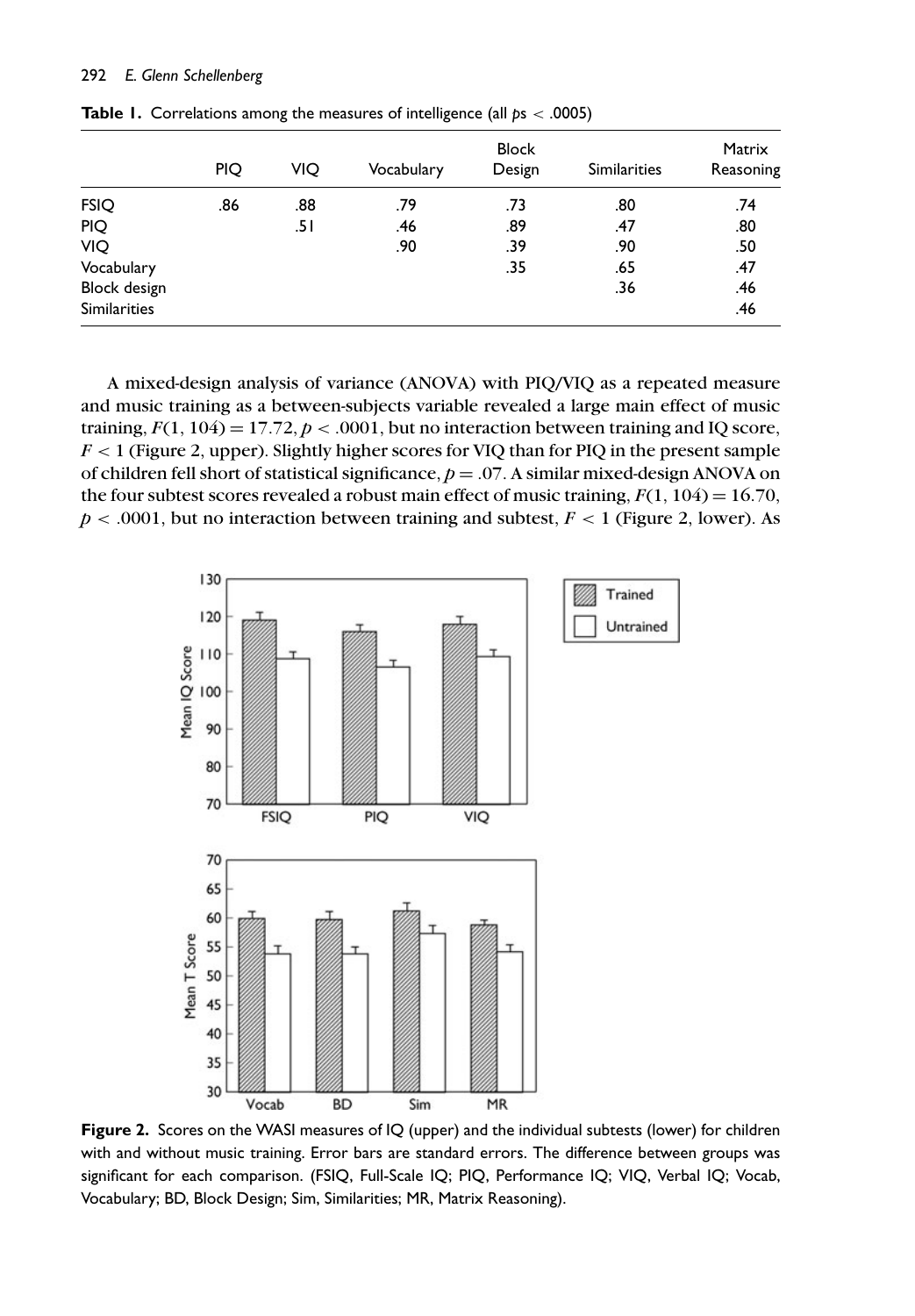**Table 1.** Correlations among the measures of intelligence (all $ps < .0005$)

| | PIQ | VIQ | Vocabulary | Block Design | Similarities | Matrix Reasoning |
|---|---|---|---|---|---|---|
| FSIQ | .86 | .88 | .79 | .73 | .80 | .74 |
| PIQ | | .51 | .46 | .89 | .47 | .80 |
| VIQ | | | .90 | .39 | .90 | .50 |
| Vocabulary | | | | .35 | .65 | .47 |
| Block design | | | | | .36 | .46 |
| Similarities | | | | | | .46 |

A mixed-design analysis of variance (ANOVA) with PIQ/VIQ as a repeated measure and music training as a between-subjects variable revealed a large main effect of music training, $F(1, 104) = 17.72$, $p < .0001$, but no interaction between training and IQ score, $F < 1$ (Figure 2, upper). Slightly higher scores for VIQ than for PIQ in the present sample of children fell short of statistical significance, $p = .07$. A similar mixed-design ANOVA on the four subtest scores revealed a robust main effect of music training, $F(1, 104) = 16.70$, $p < .0001$, but no interaction between training and subtest, $F < 1$ (Figure 2, lower). As

**Figure 2.** Scores on the WASI measures of IQ (upper) and the individual subtests (lower) for children with and without music training. Error bars are standard errors. The difference between groups was significant for each comparison. (FSIQ, Full-Scale IQ; PIQ, Performance IQ; VIQ, Verbal IQ; Vocab, Vocabulary; BD, Block Design; Sim, Similarities; MR, Matrix Reasoning).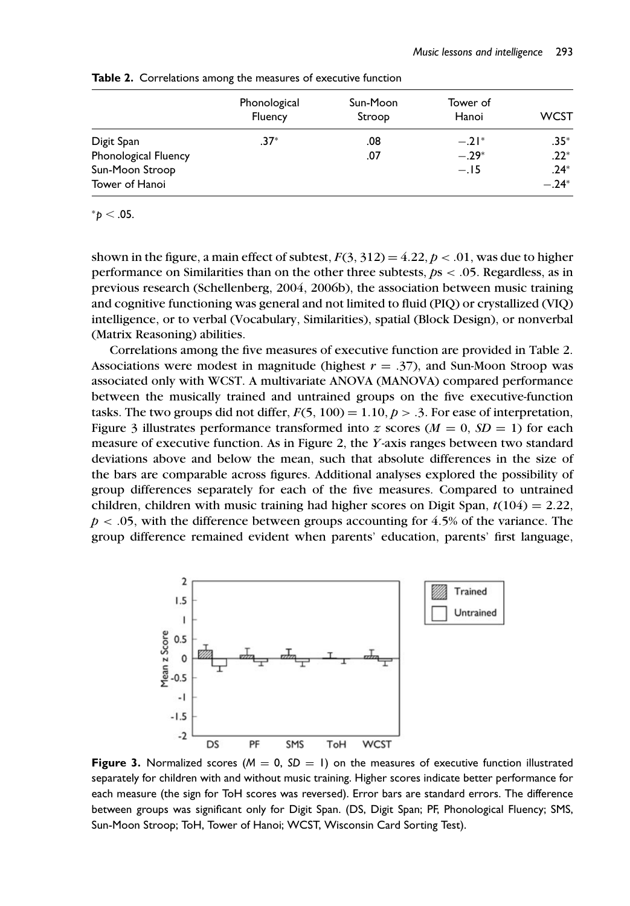**Table 2.** Correlations among the measures of executive function

| | Phonological Fluency | Sun-Moon Stroop | Tower of Hanoi | WCST |
|---|---|---|---|---|
| Digit Span | .37* | .08 | −.21* | .35* |
| Phonological Fluency | | .07 | −.29* | .22* |
| Sun-Moon Stroop | | | −.15 | .24* |
| Tower of Hanoi | | | | −.24* |

*$p < .05$.

shown in the figure, a main effect of subtest, $F(3, 312) = 4.22$, $p < .01$, was due to higher performance on Similarities than on the other three subtests, $p$s $< .05$. Regardless, as in previous research (Schellenberg, 2004, 2006b), the association between music training and cognitive functioning was general and not limited to fluid (PIQ) or crystallized (VIQ) intelligence, or to verbal (Vocabulary, Similarities), spatial (Block Design), or nonverbal (Matrix Reasoning) abilities.

Correlations among the five measures of executive function are provided in Table 2. Associations were modest in magnitude (highest $r = .37$), and Sun-Moon Stroop was associated only with WCST. A multivariate ANOVA (MANOVA) compared performance between the musically trained and untrained groups on the five executive-function tasks. The two groups did not differ, $F(5, 100) = 1.10$, $p > .3$. For ease of interpretation, Figure 3 illustrates performance transformed into $z$ scores ($M = 0$, $SD = 1$) for each measure of executive function. As in Figure 2, the $Y$-axis ranges between two standard deviations above and below the mean, such that absolute differences in the size of the bars are comparable across figures. Additional analyses explored the possibility of group differences separately for each of the five measures. Compared to untrained children, children with music training had higher scores on Digit Span, $t(104) = 2.22$, $p < .05$, with the difference between groups accounting for 4.5% of the variance. The group difference remained evident when parents' education, parents' first language,

**Figure 3.** Normalized scores ($M = 0$, $SD = 1$) on the measures of executive function illustrated separately for children with and without music training. Higher scores indicate better performance for each measure (the sign for ToH scores was reversed). Error bars are standard errors. The difference between groups was significant only for Digit Span. (DS, Digit Span; PF, Phonological Fluency; SMS, Sun-Moon Stroop; ToH, Tower of Hanoi; WCST, Wisconsin Card Sorting Test).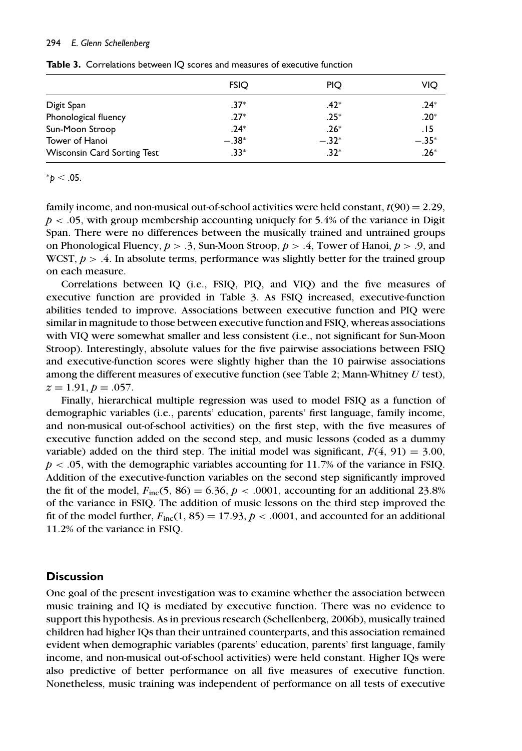**Table 3.** Correlations between IQ scores and measures of executive function

| | FSIQ | PIQ | VIQ |
|---|---|---|---|
| Digit Span | .37* | .42* | .24* |
| Phonological fluency | .27* | .25* | .20* |
| Sun-Moon Stroop | .24* | .26* | .15 |
| Tower of Hanoi | −.38* | −.32* | −.35* |
| Wisconsin Card Sorting Test | .33* | .32* | .26* |

*$p < .05$.

family income, and non-musical out-of-school activities were held constant, $t(90) = 2.29$, $p < .05$, with group membership accounting uniquely for 5.4% of the variance in Digit Span. There were no differences between the musically trained and untrained groups on Phonological Fluency, $p > .3$, Sun-Moon Stroop, $p > .4$, Tower of Hanoi, $p > .9$, and WCST, $p > .4$. In absolute terms, performance was slightly better for the trained group on each measure.

Correlations between IQ (i.e., FSIQ, PIQ, and VIQ) and the five measures of executive function are provided in Table 3. As FSIQ increased, executive-function abilities tended to improve. Associations between executive function and PIQ were similar in magnitude to those between executive function and FSIQ, whereas associations with VIQ were somewhat smaller and less consistent (i.e., not significant for Sun-Moon Stroop). Interestingly, absolute values for the five pairwise associations between FSIQ and executive-function scores were slightly higher than the 10 pairwise associations among the different measures of executive function (see Table 2; Mann-Whitney $U$ test), $z = 1.91$, $p = .057$.

Finally, hierarchical multiple regression was used to model FSIQ as a function of demographic variables (i.e., parents' education, parents' first language, family income, and non-musical out-of-school activities) on the first step, with the five measures of executive function added on the second step, and music lessons (coded as a dummy variable) added on the third step. The initial model was significant, $F(4, 91) = 3.00$, $p < .05$, with the demographic variables accounting for 11.7% of the variance in FSIQ. Addition of the executive-function variables on the second step significantly improved the fit of the model, $F_{inc}(5, 86) = 6.36$, $p < .0001$, accounting for an additional 23.8% of the variance in FSIQ. The addition of music lessons on the third step improved the fit of the model further, $F_{inc}(1, 85) = 17.93$, $p < .0001$, and accounted for an additional 11.2% of the variance in FSIQ.

## Discussion

One goal of the present investigation was to examine whether the association between music training and IQ is mediated by executive function. There was no evidence to support this hypothesis. As in previous research (Schellenberg, 2006b), musically trained children had higher IQs than their untrained counterparts, and this association remained evident when demographic variables (parents' education, parents' first language, family income, and non-musical out-of-school activities) were held constant. Higher IQs were also predictive of better performance on all five measures of executive function. Nonetheless, music training was independent of performance on all tests of executive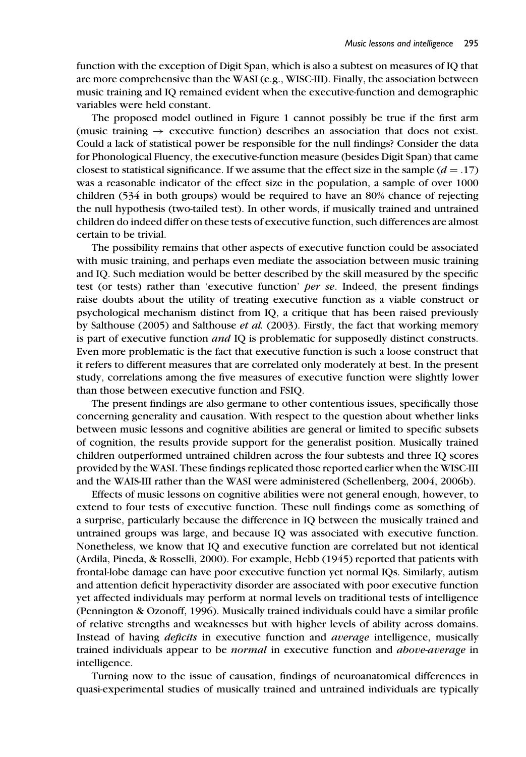function with the exception of Digit Span, which is also a subtest on measures of IQ that are more comprehensive than the WASI (e.g., WISC-III). Finally, the association between music training and IQ remained evident when the executive-function and demographic variables were held constant.

The proposed model outlined in Figure 1 cannot possibly be true if the first arm (music training → executive function) describes an association that does not exist. Could a lack of statistical power be responsible for the null findings? Consider the data for Phonological Fluency, the executive-function measure (besides Digit Span) that came closest to statistical significance. If we assume that the effect size in the sample ($d = .17$) was a reasonable indicator of the effect size in the population, a sample of over 1000 children (534 in both groups) would be required to have an 80% chance of rejecting the null hypothesis (two-tailed test). In other words, if musically trained and untrained children do indeed differ on these tests of executive function, such differences are almost certain to be trivial.

The possibility remains that other aspects of executive function could be associated with music training, and perhaps even mediate the association between music training and IQ. Such mediation would be better described by the skill measured by the specific test (or tests) rather than 'executive function' *per se*. Indeed, the present findings raise doubts about the utility of treating executive function as a viable construct or psychological mechanism distinct from IQ, a critique that has been raised previously by Salthouse (2005) and Salthouse *et al.* (2003). Firstly, the fact that working memory is part of executive function *and* IQ is problematic for supposedly distinct constructs. Even more problematic is the fact that executive function is such a loose construct that it refers to different measures that are correlated only moderately at best. In the present study, correlations among the five measures of executive function were slightly lower than those between executive function and FSIQ.

The present findings are also germane to other contentious issues, specifically those concerning generality and causation. With respect to the question about whether links between music lessons and cognitive abilities are general or limited to specific subsets of cognition, the results provide support for the generalist position. Musically trained children outperformed untrained children across the four subtests and three IQ scores provided by the WASI. These findings replicated those reported earlier when the WISC-III and the WAIS-III rather than the WASI were administered (Schellenberg, 2004, 2006b).

Effects of music lessons on cognitive abilities were not general enough, however, to extend to four tests of executive function. These null findings come as something of a surprise, particularly because the difference in IQ between the musically trained and untrained groups was large, and because IQ was associated with executive function. Nonetheless, we know that IQ and executive function are correlated but not identical (Ardila, Pineda, & Rosselli, 2000). For example, Hebb (1945) reported that patients with frontal-lobe damage can have poor executive function yet normal IQs. Similarly, autism and attention deficit hyperactivity disorder are associated with poor executive function yet affected individuals may perform at normal levels on traditional tests of intelligence (Pennington & Ozonoff, 1996). Musically trained individuals could have a similar profile of relative strengths and weaknesses but with higher levels of ability across domains. Instead of having *deficits* in executive function and *average* intelligence, musically trained individuals appear to be *normal* in executive function and *above-average* in intelligence.

Turning now to the issue of causation, findings of neuroanatomical differences in quasi-experimental studies of musically trained and untrained individuals are typically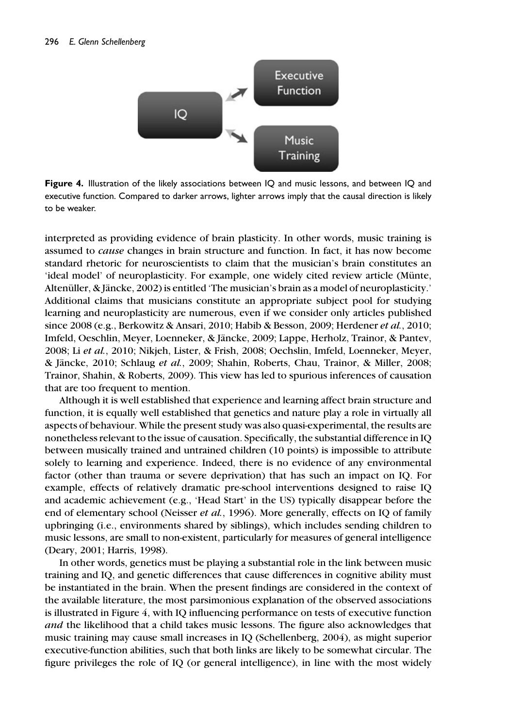**Figure 4.** Illustration of the likely associations between IQ and music lessons, and between IQ and executive function. Compared to darker arrows, lighter arrows imply that the causal direction is likely to be weaker.

interpreted as providing evidence of brain plasticity. In other words, music training is assumed to *cause* changes in brain structure and function. In fact, it has now become standard rhetoric for neuroscientists to claim that the musician's brain constitutes an 'ideal model' of neuroplasticity. For example, one widely cited review article (Münte, Altenüller, & Jäncke, 2002) is entitled 'The musician's brain as a model of neuroplasticity.' Additional claims that musicians constitute an appropriate subject pool for studying learning and neuroplasticity are numerous, even if we consider only articles published since 2008 (e.g., Berkowitz & Ansari, 2010; Habib & Besson, 2009; Herdener *et al.*, 2010; Imfeld, Oeschlin, Meyer, Loenneker, & Jäncke, 2009; Lappe, Herholz, Trainor, & Pantev, 2008; Li *et al.*, 2010; Nikjeh, Lister, & Frish, 2008; Oechslin, Imfeld, Loenneker, Meyer, & Jäncke, 2010; Schlaug *et al.*, 2009; Shahin, Roberts, Chau, Trainor, & Miller, 2008; Trainor, Shahin, & Roberts, 2009). This view has led to spurious inferences of causation that are too frequent to mention.

Although it is well established that experience and learning affect brain structure and function, it is equally well established that genetics and nature play a role in virtually all aspects of behaviour. While the present study was also quasi-experimental, the results are nonetheless relevant to the issue of causation. Specifically, the substantial difference in IQ between musically trained and untrained children (10 points) is impossible to attribute solely to learning and experience. Indeed, there is no evidence of any environmental factor (other than trauma or severe deprivation) that has such an impact on IQ. For example, effects of relatively dramatic pre-school interventions designed to raise IQ and academic achievement (e.g., 'Head Start' in the US) typically disappear before the end of elementary school (Neisser *et al.*, 1996). More generally, effects on IQ of family upbringing (i.e., environments shared by siblings), which includes sending children to music lessons, are small to non-existent, particularly for measures of general intelligence (Deary, 2001; Harris, 1998).

In other words, genetics must be playing a substantial role in the link between music training and IQ, and genetic differences that cause differences in cognitive ability must be instantiated in the brain. When the present findings are considered in the context of the available literature, the most parsimonious explanation of the observed associations is illustrated in Figure 4, with IQ influencing performance on tests of executive function *and* the likelihood that a child takes music lessons. The figure also acknowledges that music training may cause small increases in IQ (Schellenberg, 2004), as might superior executive-function abilities, such that both links are likely to be somewhat circular. The figure privileges the role of IQ (or general intelligence), in line with the most widely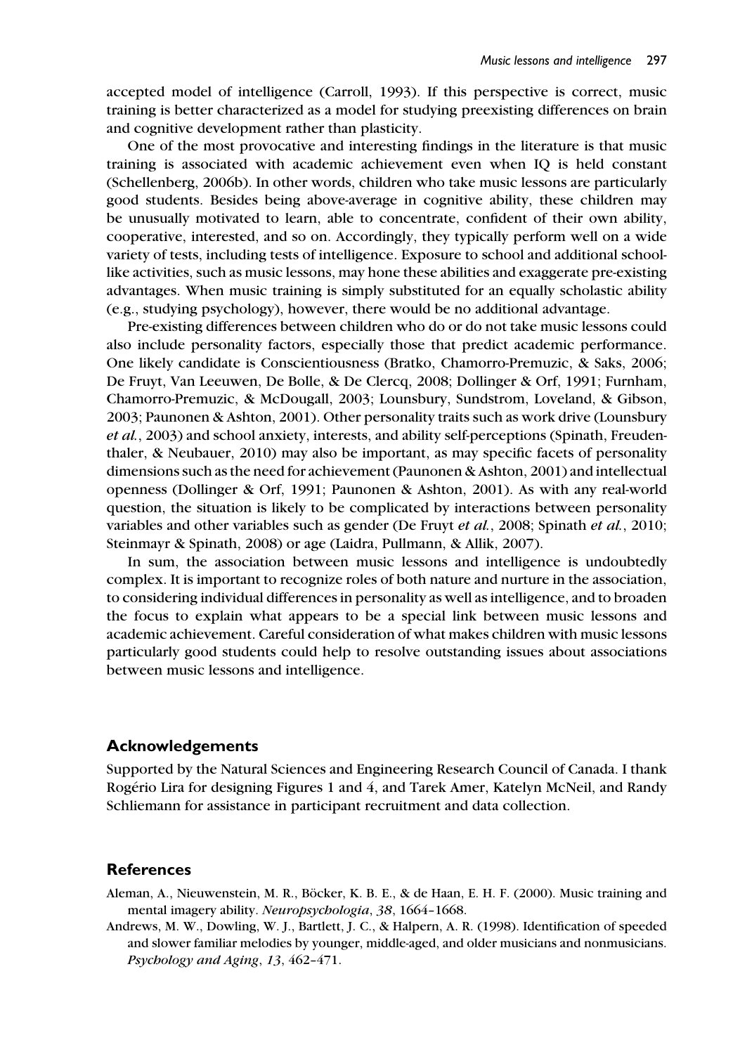accepted model of intelligence (Carroll, 1993). If this perspective is correct, music training is better characterized as a model for studying preexisting differences on brain and cognitive development rather than plasticity.

One of the most provocative and interesting findings in the literature is that music training is associated with academic achievement even when IQ is held constant (Schellenberg, 2006b). In other words, children who take music lessons are particularly good students. Besides being above-average in cognitive ability, these children may be unusually motivated to learn, able to concentrate, confident of their own ability, cooperative, interested, and so on. Accordingly, they typically perform well on a wide variety of tests, including tests of intelligence. Exposure to school and additional school-like activities, such as music lessons, may hone these abilities and exaggerate pre-existing advantages. When music training is simply substituted for an equally scholastic ability (e.g., studying psychology), however, there would be no additional advantage.

Pre-existing differences between children who do or do not take music lessons could also include personality factors, especially those that predict academic performance. One likely candidate is Conscientiousness (Bratko, Chamorro-Premuzic, & Saks, 2006; De Fruyt, Van Leeuwen, De Bolle, & De Clercq, 2008; Dollinger & Orf, 1991; Furnham, Chamorro-Premuzic, & McDougall, 2003; Lounsbury, Sundstrom, Loveland, & Gibson, 2003; Paunonen & Ashton, 2001). Other personality traits such as work drive (Lounsbury *et al.*, 2003) and school anxiety, interests, and ability self-perceptions (Spinath, Freudenthaler, & Neubauer, 2010) may also be important, as may specific facets of personality dimensions such as the need for achievement (Paunonen & Ashton, 2001) and intellectual openness (Dollinger & Orf, 1991; Paunonen & Ashton, 2001). As with any real-world question, the situation is likely to be complicated by interactions between personality variables and other variables such as gender (De Fruyt *et al.*, 2008; Spinath *et al.*, 2010; Steinmayr & Spinath, 2008) or age (Laidra, Pullmann, & Allik, 2007).

In sum, the association between music lessons and intelligence is undoubtedly complex. It is important to recognize roles of both nature and nurture in the association, to considering individual differences in personality as well as intelligence, and to broaden the focus to explain what appears to be a special link between music lessons and academic achievement. Careful consideration of what makes children with music lessons particularly good students could help to resolve outstanding issues about associations between music lessons and intelligence.

## Acknowledgements

Supported by the Natural Sciences and Engineering Research Council of Canada. I thank Rogério Lira for designing Figures 1 and 4, and Tarek Amer, Katelyn McNeil, and Randy Schliemann for assistance in participant recruitment and data collection.

## References

Aleman, A., Nieuwenstein, M. R., Böcker, K. B. E., & de Haan, E. H. F. (2000). Music training and mental imagery ability. *Neuropsychologia*, *38*, 1664–1668.

Andrews, M. W., Dowling, W. J., Bartlett, J. C., & Halpern, A. R. (1998). Identification of speeded and slower familiar melodies by younger, middle-aged, and older musicians and nonmusicians. *Psychology and Aging*, *13*, 462–471.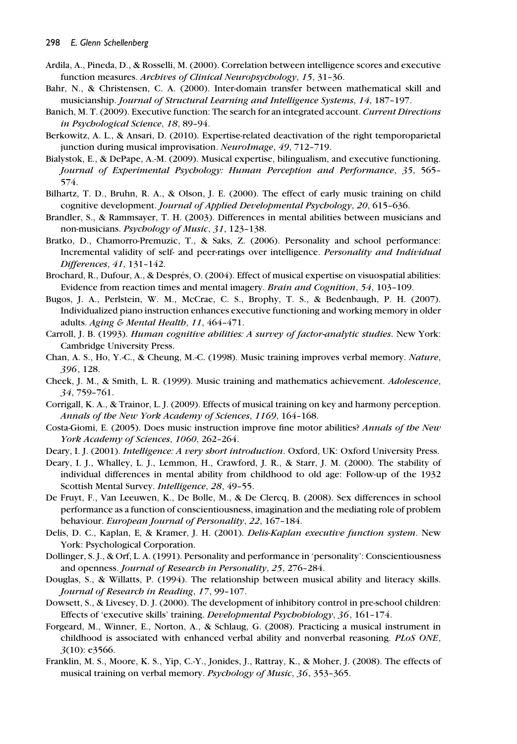Ardila, A., Pineda, D., & Rosselli, M. (2000). Correlation between intelligence scores and executive function measures. *Archives of Clinical Neuropsychology*, *15*, 31–36.

Bahr, N., & Christensen, C. A. (2000). Inter-domain transfer between mathematical skill and musicianship. *Journal of Structural Learning and Intelligence Systems*, *14*, 187–197.

Banich, M. T. (2009). Executive function: The search for an integrated account. *Current Directions in Psychological Science*, *18*, 89–94.

Berkowitz, A. L., & Ansari, D. (2010). Expertise-related deactivation of the right temporoparietal junction during musical improvisation. *NeuroImage*, *49*, 712–719.

Bialystok, E., & DePape, A.-M. (2009). Musical expertise, bilingualism, and executive functioning. *Journal of Experimental Psychology: Human Perception and Performance*, *35*, 565–574.

Bilhartz, T. D., Bruhn, R. A., & Olson, J. E. (2000). The effect of early music training on child cognitive development. *Journal of Applied Developmental Psychology*, *20*, 615–636.

Brandler, S., & Rammsayer, T. H. (2003). Differences in mental abilities between musicians and non-musicians. *Psychology of Music*, *31*, 123–138.

Bratko, D., Chamorro-Premuzic, T., & Saks, Z. (2006). Personality and school performance: Incremental validity of self- and peer-ratings over intelligence. *Personality and Individual Differences*, *41*, 131–142.

Brochard, R., Dufour, A., & Després, O. (2004). Effect of musical expertise on visuospatial abilities: Evidence from reaction times and mental imagery. *Brain and Cognition*, *54*, 103–109.

Bugos, J. A., Perlstein, W. M., McCrae, C. S., Brophy, T. S., & Bedenbaugh, P. H. (2007). Individualized piano instruction enhances executive functioning and working memory in older adults. *Aging & Mental Health*, *11*, 464–471.

Carroll, J. B. (1993). *Human cognitive abilities: A survey of factor-analytic studies*. New York: Cambridge University Press.

Chan, A. S., Ho, Y.-C., & Cheung, M.-C. (1998). Music training improves verbal memory. *Nature*, *396*, 128.

Cheek, J. M., & Smith, L. R. (1999). Music training and mathematics achievement. *Adolescence*, *34*, 759–761.

Corrigall, K. A., & Trainor, L. J. (2009). Effects of musical training on key and harmony perception. *Annals of the New York Academy of Sciences*, *1169*, 164–168.

Costa-Giomi, E. (2005). Does music instruction improve fine motor abilities? *Annals of the New York Academy of Sciences*, *1060*, 262–264.

Deary, I. J. (2001). *Intelligence: A very short introduction*. Oxford, UK: Oxford University Press.

Deary, I. J., Whalley, L. J., Lemmon, H., Crawford, J. R., & Starr, J. M. (2000). The stability of individual differences in mental ability from childhood to old age: Follow-up of the 1932 Scottish Mental Survey. *Intelligence*, *28*, 49–55.

De Fruyt, F., Van Leeuwen, K., De Bolle, M., & De Clercq, B. (2008). Sex differences in school performance as a function of conscientiousness, imagination and the mediating role of problem behaviour. *European Journal of Personality*, *22*, 167–184.

Delis, D. C., Kaplan, E, & Kramer, J. H. (2001). *Delis-Kaplan executive function system*. New York: Psychological Corporation.

Dollinger, S. J., & Orf, L. A. (1991). Personality and performance in 'personality': Conscientiousness and openness. *Journal of Research in Personality*, *25*, 276–284.

Douglas, S., & Willatts, P. (1994). The relationship between musical ability and literacy skills. *Journal of Research in Reading*, *17*, 99–107.

Dowsett, S., & Livesey, D. J. (2000). The development of inhibitory control in pre-school children: Effects of 'executive skills' training. *Developmental Psychobiology*, *36*, 161–174.

Forgeard, M., Winner, E., Norton, A., & Schlaug, G. (2008). Practicing a musical instrument in childhood is associated with enhanced verbal ability and nonverbal reasoning. *PLoS ONE*, *3*(10): e3566.

Franklin, M. S., Moore, K. S., Yip, C.-Y., Jonides, J., Rattray, K., & Moher, J. (2008). The effects of musical training on verbal memory. *Psychology of Music*, *36*, 353–365.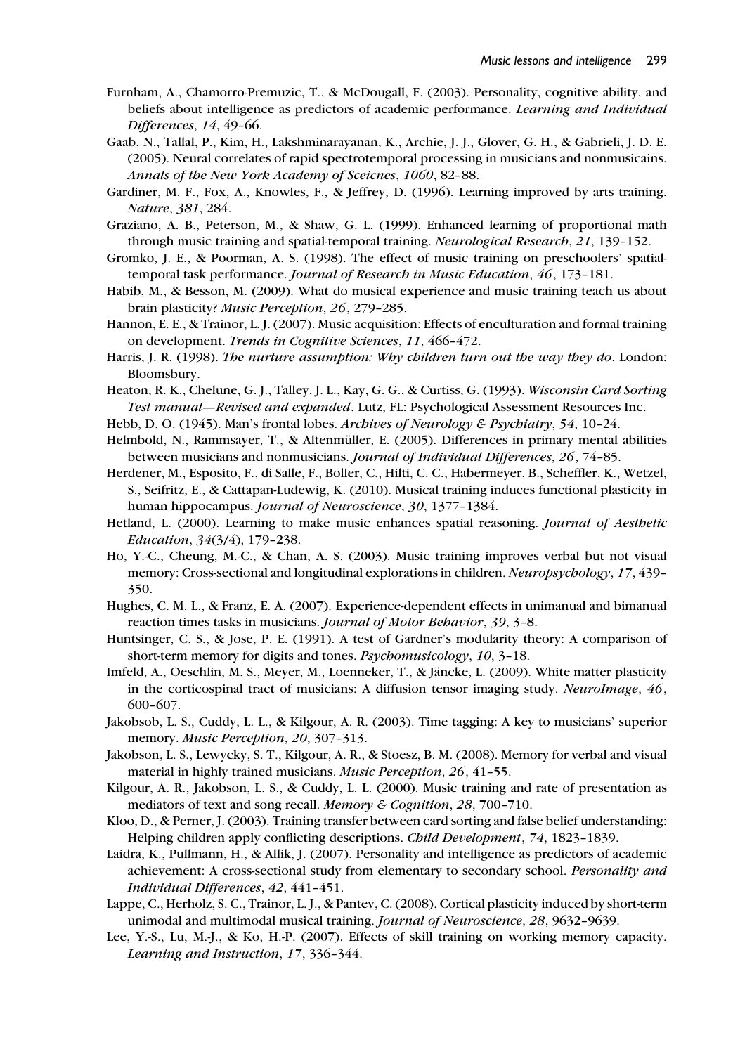Furnham, A., Chamorro-Premuzic, T., & McDougall, F. (2003). Personality, cognitive ability, and beliefs about intelligence as predictors of academic performance. *Learning and Individual Differences*, *14*, 49–66.

Gaab, N., Tallal, P., Kim, H., Lakshminarayanan, K., Archie, J. J., Glover, G. H., & Gabrieli, J. D. E. (2005). Neural correlates of rapid spectrotemporal processing in musicians and nonmusicains. *Annals of the New York Academy of Sceicnes*, *1060*, 82–88.

Gardiner, M. F., Fox, A., Knowles, F., & Jeffrey, D. (1996). Learning improved by arts training. *Nature*, *381*, 284.

Graziano, A. B., Peterson, M., & Shaw, G. L. (1999). Enhanced learning of proportional math through music training and spatial-temporal training. *Neurological Research*, *21*, 139–152.

Gromko, J. E., & Poorman, A. S. (1998). The effect of music training on preschoolers' spatial-temporal task performance. *Journal of Research in Music Education*, *46*, 173–181.

Habib, M., & Besson, M. (2009). What do musical experience and music training teach us about brain plasticity? *Music Perception*, *26*, 279–285.

Hannon, E. E., & Trainor, L. J. (2007). Music acquisition: Effects of enculturation and formal training on development. *Trends in Cognitive Sciences*, *11*, 466–472.

Harris, J. R. (1998). *The nurture assumption: Why children turn out the way they do*. London: Bloomsbury.

Heaton, R. K., Chelune, G. J., Talley, J. L., Kay, G. G., & Curtiss, G. (1993). *Wisconsin Card Sorting Test manual—Revised and expanded*. Lutz, FL: Psychological Assessment Resources Inc.

Hebb, D. O. (1945). Man's frontal lobes. *Archives of Neurology & Psychiatry*, *54*, 10–24.

Helmbold, N., Rammsayer, T., & Altenmüller, E. (2005). Differences in primary mental abilities between musicians and nonmusicians. *Journal of Individual Differences*, *26*, 74–85.

Herdener, M., Esposito, F., di Salle, F., Boller, C., Hilti, C. C., Habermeyer, B., Scheffler, K., Wetzel, S., Seifritz, E., & Cattapan-Ludewig, K. (2010). Musical training induces functional plasticity in human hippocampus. *Journal of Neuroscience*, *30*, 1377–1384.

Hetland, L. (2000). Learning to make music enhances spatial reasoning. *Journal of Aesthetic Education*, *34*(3/4), 179–238.

Ho, Y.-C., Cheung, M.-C., & Chan, A. S. (2003). Music training improves verbal but not visual memory: Cross-sectional and longitudinal explorations in children. *Neuropsychology*, *17*, 439–350.

Hughes, C. M. L., & Franz, E. A. (2007). Experience-dependent effects in unimanual and bimanual reaction times tasks in musicians. *Journal of Motor Behavior*, *39*, 3–8.

Huntsinger, C. S., & Jose, P. E. (1991). A test of Gardner's modularity theory: A comparison of short-term memory for digits and tones. *Psychomusicology*, *10*, 3–18.

Imfeld, A., Oeschlin, M. S., Meyer, M., Loenneker, T., & Jäncke, L. (2009). White matter plasticity in the corticospinal tract of musicians: A diffusion tensor imaging study. *NeuroImage*, *46*, 600–607.

Jakobsob, L. S., Cuddy, L. L., & Kilgour, A. R. (2003). Time tagging: A key to musicians' superior memory. *Music Perception*, *20*, 307–313.

Jakobson, L. S., Lewycky, S. T., Kilgour, A. R., & Stoesz, B. M. (2008). Memory for verbal and visual material in highly trained musicians. *Music Perception*, *26*, 41–55.

Kilgour, A. R., Jakobson, L. S., & Cuddy, L. L. (2000). Music training and rate of presentation as mediators of text and song recall. *Memory & Cognition*, *28*, 700–710.

Kloo, D., & Perner, J. (2003). Training transfer between card sorting and false belief understanding: Helping children apply conflicting descriptions. *Child Development*, *74*, 1823–1839.

Laidra, K., Pullmann, H., & Allik, J. (2007). Personality and intelligence as predictors of academic achievement: A cross-sectional study from elementary to secondary school. *Personality and Individual Differences*, *42*, 441–451.

Lappe, C., Herholz, S. C., Trainor, L. J., & Pantev, C. (2008). Cortical plasticity induced by short-term unimodal and multimodal musical training. *Journal of Neuroscience*, *28*, 9632–9639.

Lee, Y.-S., Lu, M.-J., & Ko, H.-P. (2007). Effects of skill training on working memory capacity. *Learning and Instruction*, *17*, 336–344.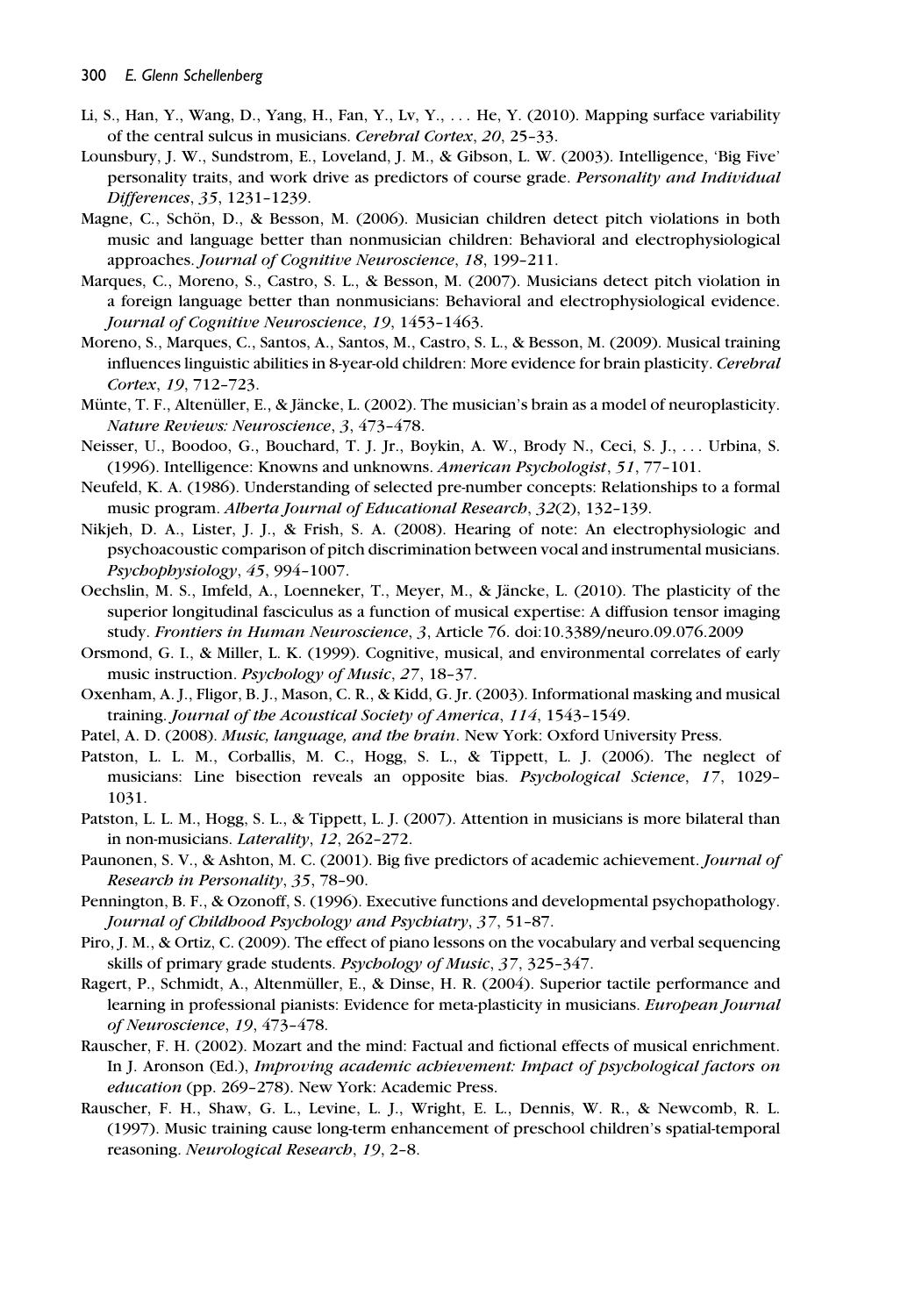Li, S., Han, Y., Wang, D., Yang, H., Fan, Y., Lv, Y., . . . He, Y. (2010). Mapping surface variability of the central sulcus in musicians. *Cerebral Cortex*, *20*, 25–33.

Lounsbury, J. W., Sundstrom, E., Loveland, J. M., & Gibson, L. W. (2003). Intelligence, 'Big Five' personality traits, and work drive as predictors of course grade. *Personality and Individual Differences*, *35*, 1231–1239.

Magne, C., Schön, D., & Besson, M. (2006). Musician children detect pitch violations in both music and language better than nonmusician children: Behavioral and electrophysiological approaches. *Journal of Cognitive Neuroscience*, *18*, 199–211.

Marques, C., Moreno, S., Castro, S. L., & Besson, M. (2007). Musicians detect pitch violation in a foreign language better than nonmusicians: Behavioral and electrophysiological evidence. *Journal of Cognitive Neuroscience*, *19*, 1453–1463.

Moreno, S., Marques, C., Santos, A., Santos, M., Castro, S. L., & Besson, M. (2009). Musical training influences linguistic abilities in 8-year-old children: More evidence for brain plasticity. *Cerebral Cortex*, *19*, 712–723.

Münte, T. F., Altenüller, E., & Jäncke, L. (2002). The musician's brain as a model of neuroplasticity. *Nature Reviews: Neuroscience*, *3*, 473–478.

Neisser, U., Boodoo, G., Bouchard, T. J. Jr., Boykin, A. W., Brody N., Ceci, S. J., . . . Urbina, S. (1996). Intelligence: Knowns and unknowns. *American Psychologist*, *51*, 77–101.

Neufeld, K. A. (1986). Understanding of selected pre-number concepts: Relationships to a formal music program. *Alberta Journal of Educational Research*, *32*(2), 132–139.

Nikjeh, D. A., Lister, J. J., & Frish, S. A. (2008). Hearing of note: An electrophysiologic and psychoacoustic comparison of pitch discrimination between vocal and instrumental musicians. *Psychophysiology*, *45*, 994–1007.

Oechslin, M. S., Imfeld, A., Loenneker, T., Meyer, M., & Jäncke, L. (2010). The plasticity of the superior longitudinal fasciculus as a function of musical expertise: A diffusion tensor imaging study. *Frontiers in Human Neuroscience*, *3*, Article 76. doi:10.3389/neuro.09.076.2009

Orsmond, G. I., & Miller, L. K. (1999). Cognitive, musical, and environmental correlates of early music instruction. *Psychology of Music*, *27*, 18–37.

Oxenham, A. J., Fligor, B. J., Mason, C. R., & Kidd, G. Jr. (2003). Informational masking and musical training. *Journal of the Acoustical Society of America*, *114*, 1543–1549.

Patel, A. D. (2008). *Music, language, and the brain*. New York: Oxford University Press.

Patston, L. L. M., Corballis, M. C., Hogg, S. L., & Tippett, L. J. (2006). The neglect of musicians: Line bisection reveals an opposite bias. *Psychological Science*, *17*, 1029–1031.

Patston, L. L. M., Hogg, S. L., & Tippett, L. J. (2007). Attention in musicians is more bilateral than in non-musicians. *Laterality*, *12*, 262–272.

Paunonen, S. V., & Ashton, M. C. (2001). Big five predictors of academic achievement. *Journal of Research in Personality*, *35*, 78–90.

Pennington, B. F., & Ozonoff, S. (1996). Executive functions and developmental psychopathology. *Journal of Childhood Psychology and Psychiatry*, *37*, 51–87.

Piro, J. M., & Ortiz, C. (2009). The effect of piano lessons on the vocabulary and verbal sequencing skills of primary grade students. *Psychology of Music*, *37*, 325–347.

Ragert, P., Schmidt, A., Altenmüller, E., & Dinse, H. R. (2004). Superior tactile performance and learning in professional pianists: Evidence for meta-plasticity in musicians. *European Journal of Neuroscience*, *19*, 473–478.

Rauscher, F. H. (2002). Mozart and the mind: Factual and fictional effects of musical enrichment. In J. Aronson (Ed.), *Improving academic achievement: Impact of psychological factors on education* (pp. 269–278). New York: Academic Press.

Rauscher, F. H., Shaw, G. L., Levine, L. J., Wright, E. L., Dennis, W. R., & Newcomb, R. L. (1997). Music training cause long-term enhancement of preschool children's spatial-temporal reasoning. *Neurological Research*, *19*, 2–8.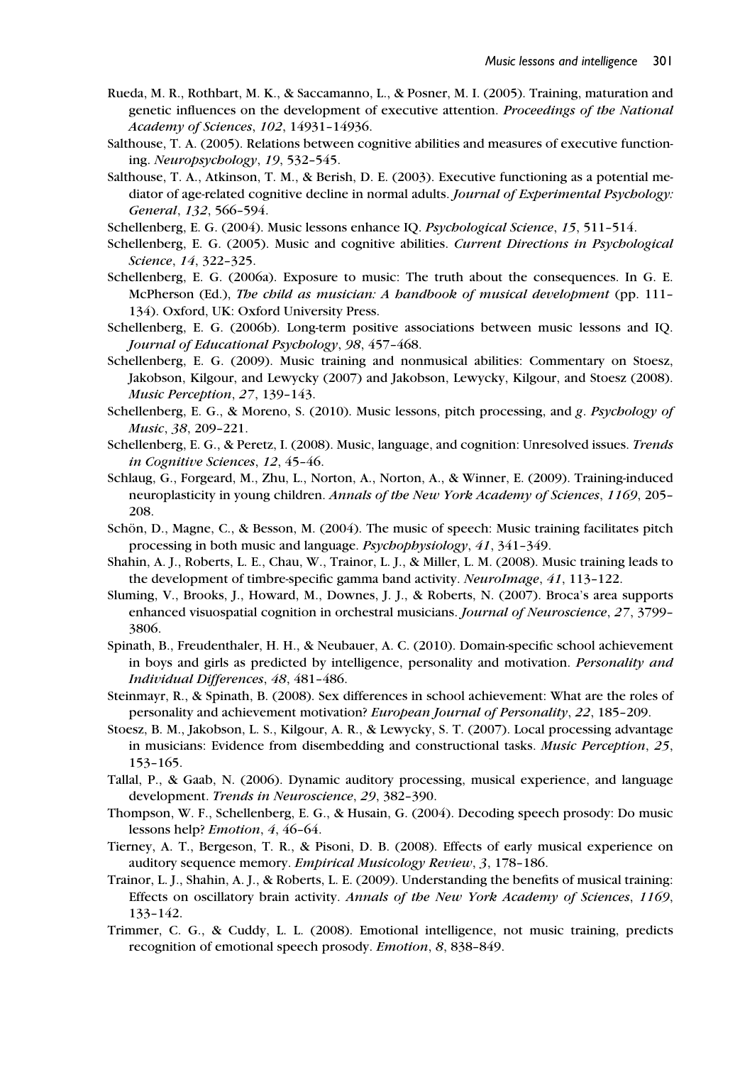Rueda, M. R., Rothbart, M. K., & Saccamanno, L., & Posner, M. I. (2005). Training, maturation and genetic influences on the development of executive attention. *Proceedings of the National Academy of Sciences*, *102*, 14931–14936.

Salthouse, T. A. (2005). Relations between cognitive abilities and measures of executive functioning. *Neuropsychology*, *19*, 532–545.

Salthouse, T. A., Atkinson, T. M., & Berish, D. E. (2003). Executive functioning as a potential mediator of age-related cognitive decline in normal adults. *Journal of Experimental Psychology: General*, *132*, 566–594.

Schellenberg, E. G. (2004). Music lessons enhance IQ. *Psychological Science*, *15*, 511–514.

Schellenberg, E. G. (2005). Music and cognitive abilities. *Current Directions in Psychological Science*, *14*, 322–325.

Schellenberg, E. G. (2006a). Exposure to music: The truth about the consequences. In G. E. McPherson (Ed.), *The child as musician: A handbook of musical development* (pp. 111–134). Oxford, UK: Oxford University Press.

Schellenberg, E. G. (2006b). Long-term positive associations between music lessons and IQ. *Journal of Educational Psychology*, *98*, 457–468.

Schellenberg, E. G. (2009). Music training and nonmusical abilities: Commentary on Stoesz, Jakobson, Kilgour, and Lewycky (2007) and Jakobson, Lewycky, Kilgour, and Stoesz (2008). *Music Perception*, *27*, 139–143.

Schellenberg, E. G., & Moreno, S. (2010). Music lessons, pitch processing, and *g*. *Psychology of Music*, *38*, 209–221.

Schellenberg, E. G., & Peretz, I. (2008). Music, language, and cognition: Unresolved issues. *Trends in Cognitive Sciences*, *12*, 45–46.

Schlaug, G., Forgeard, M., Zhu, L., Norton, A., Norton, A., & Winner, E. (2009). Training-induced neuroplasticity in young children. *Annals of the New York Academy of Sciences*, *1169*, 205–208.

Schön, D., Magne, C., & Besson, M. (2004). The music of speech: Music training facilitates pitch processing in both music and language. *Psychophysiology*, *41*, 341–349.

Shahin, A. J., Roberts, L. E., Chau, W., Trainor, L. J., & Miller, L. M. (2008). Music training leads to the development of timbre-specific gamma band activity. *NeuroImage*, *41*, 113–122.

Sluming, V., Brooks, J., Howard, M., Downes, J. J., & Roberts, N. (2007). Broca's area supports enhanced visuospatial cognition in orchestral musicians. *Journal of Neuroscience*, *27*, 3799–3806.

Spinath, B., Freudenthaler, H. H., & Neubauer, A. C. (2010). Domain-specific school achievement in boys and girls as predicted by intelligence, personality and motivation. *Personality and Individual Differences*, *48*, 481–486.

Steinmayr, R., & Spinath, B. (2008). Sex differences in school achievement: What are the roles of personality and achievement motivation? *European Journal of Personality*, *22*, 185–209.

Stoesz, B. M., Jakobson, L. S., Kilgour, A. R., & Lewycky, S. T. (2007). Local processing advantage in musicians: Evidence from disembedding and constructional tasks. *Music Perception*, *25*, 153–165.

Tallal, P., & Gaab, N. (2006). Dynamic auditory processing, musical experience, and language development. *Trends in Neuroscience*, *29*, 382–390.

Thompson, W. F., Schellenberg, E. G., & Husain, G. (2004). Decoding speech prosody: Do music lessons help? *Emotion*, *4*, 46–64.

Tierney, A. T., Bergeson, T. R., & Pisoni, D. B. (2008). Effects of early musical experience on auditory sequence memory. *Empirical Musicology Review*, *3*, 178–186.

Trainor, L. J., Shahin, A. J., & Roberts, L. E. (2009). Understanding the benefits of musical training: Effects on oscillatory brain activity. *Annals of the New York Academy of Sciences*, *1169*, 133–142.

Trimmer, C. G., & Cuddy, L. L. (2008). Emotional intelligence, not music training, predicts recognition of emotional speech prosody. *Emotion*, *8*, 838–849.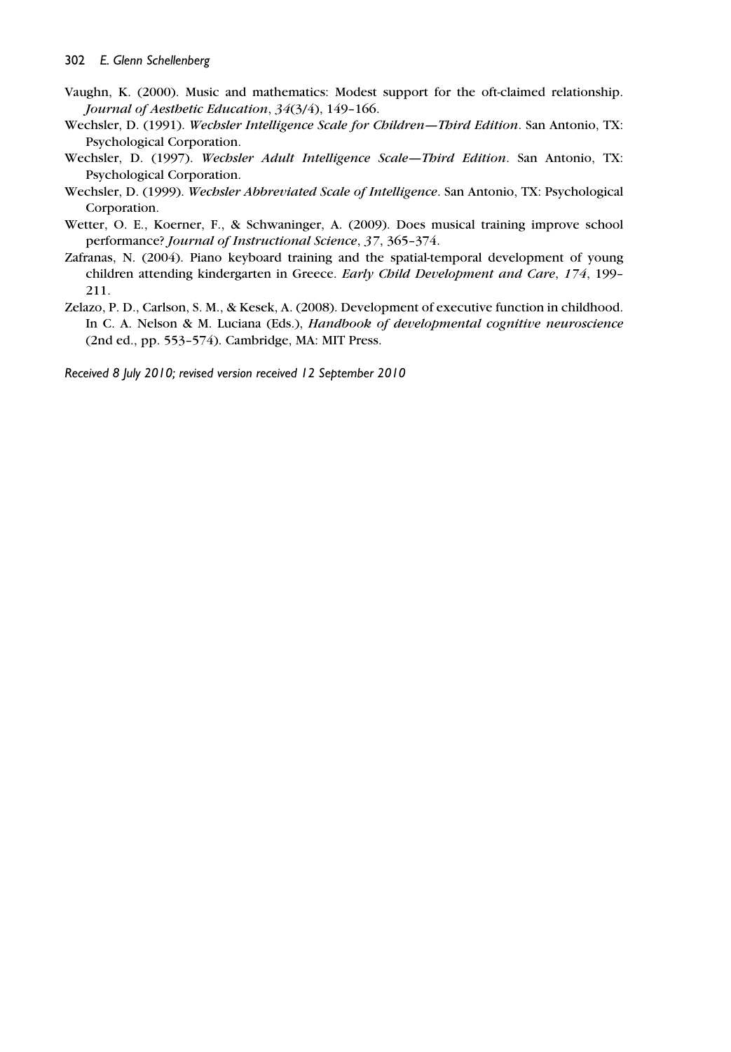Vaughn, K. (2000). Music and mathematics: Modest support for the oft-claimed relationship. *Journal of Aesthetic Education*, *34*(3/4), 149–166.

Wechsler, D. (1991). *Wechsler Intelligence Scale for Children—Third Edition*. San Antonio, TX: Psychological Corporation.

Wechsler, D. (1997). *Wechsler Adult Intelligence Scale—Third Edition*. San Antonio, TX: Psychological Corporation.

Wechsler, D. (1999). *Wechsler Abbreviated Scale of Intelligence*. San Antonio, TX: Psychological Corporation.

Wetter, O. E., Koerner, F., & Schwaninger, A. (2009). Does musical training improve school performance? *Journal of Instructional Science*, *37*, 365–374.

Zafranas, N. (2004). Piano keyboard training and the spatial-temporal development of young children attending kindergarten in Greece. *Early Child Development and Care*, *174*, 199–211.

Zelazo, P. D., Carlson, S. M., & Kesek, A. (2008). Development of executive function in childhood. In C. A. Nelson & M. Luciana (Eds.), *Handbook of developmental cognitive neuroscience* (2nd ed., pp. 553–574). Cambridge, MA: MIT Press.

*Received 8 July 2010; revised version received 12 September 2010*